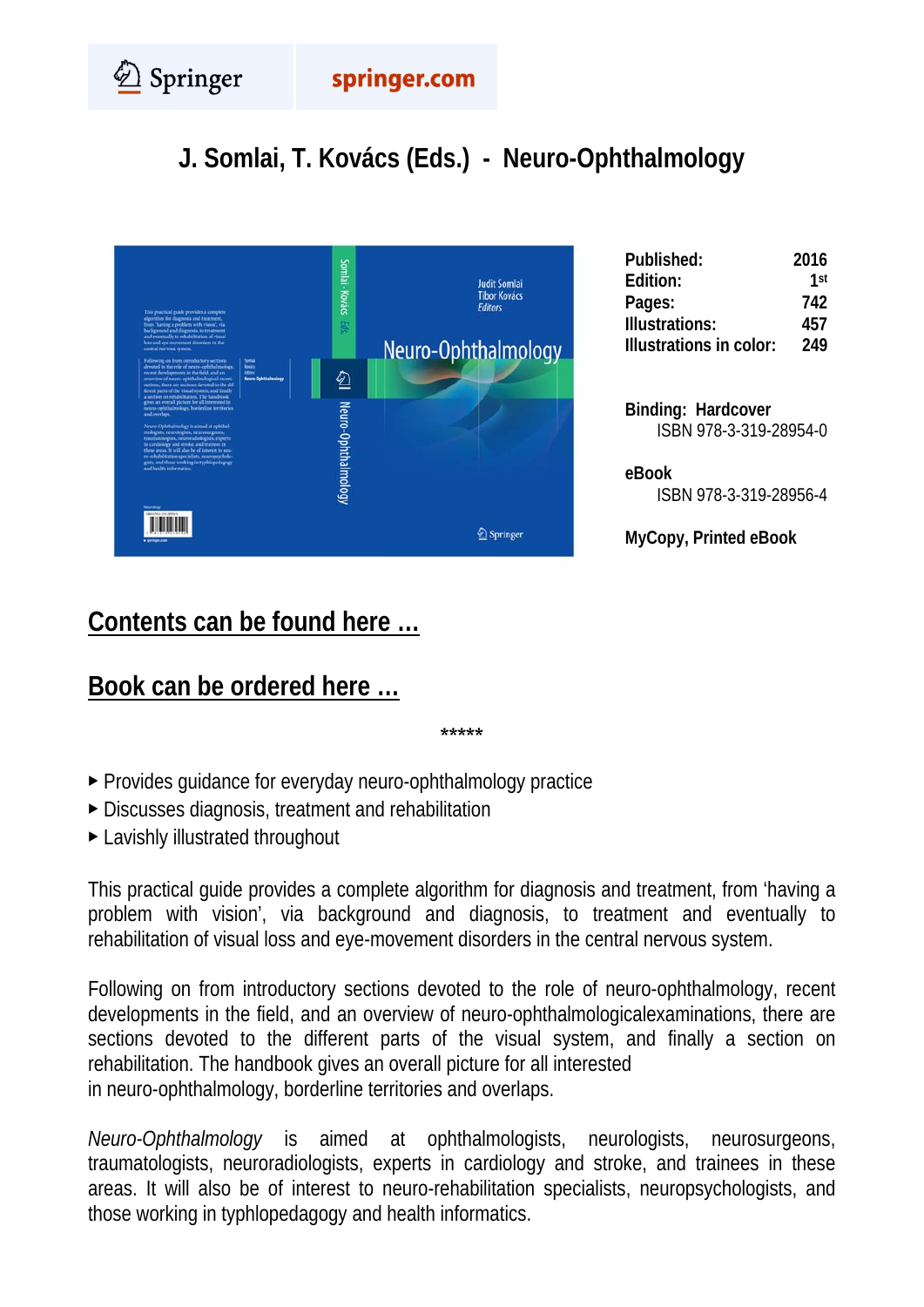Springer springer.com

# J. Somlai, T. Kovács (Eds.) - Neuro-Ophthalmology

| | |
|---|---|
| **Published:** | **2016** |
| **Edition:** | **1st** |
| **Pages:** | **742** |
| **Illustrations:** | **457** |
| **Illustrations in color:** | **249** |

**Binding: Hardcover**
ISBN 978-3-319-28954-0

**eBook**
ISBN 978-3-319-28956-4

**MyCopy, Printed eBook**

## Contents can be found here …

## Book can be ordered here …

*****

- Provides guidance for everyday neuro-ophthalmology practice
- Discusses diagnosis, treatment and rehabilitation
- Lavishly illustrated throughout

This practical guide provides a complete algorithm for diagnosis and treatment, from 'having a problem with vision', via background and diagnosis, to treatment and eventually to rehabilitation of visual loss and eye-movement disorders in the central nervous system.

Following on from introductory sections devoted to the role of neuro-ophthalmology, recent developments in the field, and an overview of neuro-ophthalmologicalexaminations, there are sections devoted to the different parts of the visual system, and finally a section on rehabilitation. The handbook gives an overall picture for all interested in neuro-ophthalmology, borderline territories and overlaps.

*Neuro-Ophthalmology* is aimed at ophthalmologists, neurologists, neurosurgeons, traumatologists, neuroradiologists, experts in cardiology and stroke, and trainees in these areas. It will also be of interest to neuro-rehabilitation specialists, neuropsychologists, and those working in typhlopedagogy and health informatics.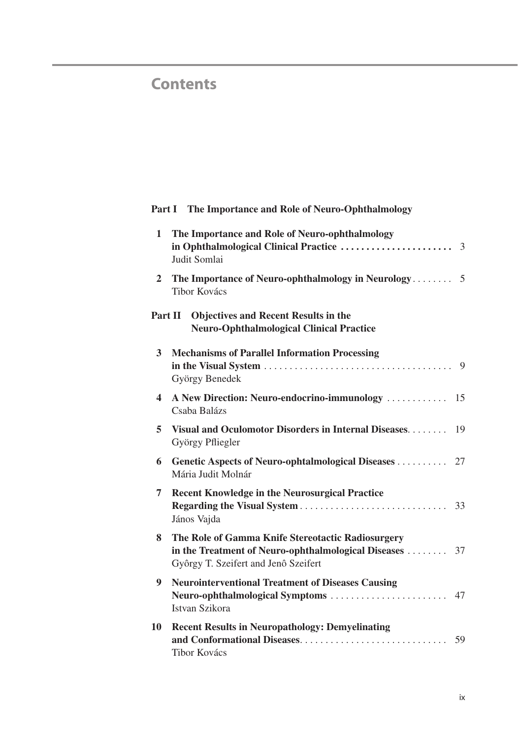# Contents

## Part I The Importance and Role of Neuro-Ophthalmology

**1 The Importance and Role of Neuro-ophthalmology in Ophthalmological Clinical Practice** .................... 3
Judit Somlai

**2 The Importance of Neuro-ophthalmology in Neurology** ........ 5
Tibor Kovács

## Part II Objectives and Recent Results in the Neuro-Ophthalmological Clinical Practice

**3 Mechanisms of Parallel Information Processing in the Visual System** .................................... 9
György Benedek

**4 A New Direction: Neuro-endocrino-immunology** ............ 15
Csaba Balázs

**5 Visual and Oculomotor Disorders in Internal Diseases** ........ 19
György Pfliegler

**6 Genetic Aspects of Neuro-ophtalmological Diseases** .......... 27
Mária Judit Molnár

**7 Recent Knowledge in the Neurosurgical Practice Regarding the Visual System** ............................. 33
János Vajda

**8 The Role of Gamma Knife Stereotactic Radiosurgery in the Treatment of Neuro-ophthalmological Diseases** ........ 37
Gyôrgy T. Szeifert and Jenô Szeifert

**9 Neurointerventional Treatment of Diseases Causing Neuro-ophthalmological Symptoms** ....................... 47
Istvan Szikora

**10 Recent Results in Neuropathology: Demyelinating and Conformational Diseases** ............................. 59
Tibor Kovács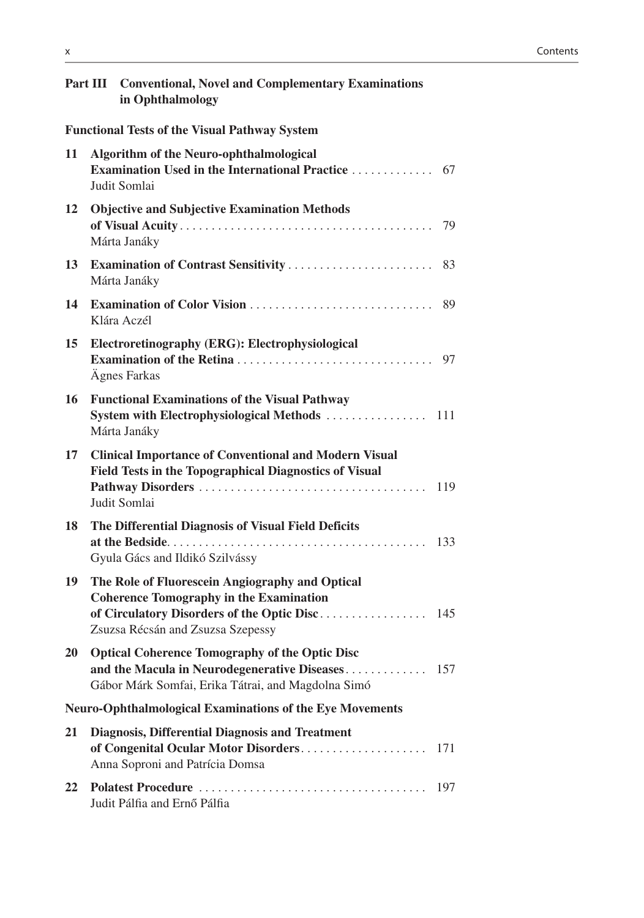## Part III Conventional, Novel and Complementary Examinations in Ophthalmology

### Functional Tests of the Visual Pathway System

**11 Algorithm of the Neuro-ophthalmological Examination Used in the International Practice** . . . . . . . . . . . . . 67
Judit Somlai

**12 Objective and Subjective Examination Methods of Visual Acuity** . . . . . . . . . . . . . . . . . . . . . . . . . . . . . . . . . . . . . . . 79
Márta Janáky

**13 Examination of Contrast Sensitivity** . . . . . . . . . . . . . . . . . . . . . . . 83
Márta Janáky

**14 Examination of Color Vision** . . . . . . . . . . . . . . . . . . . . . . . . . . . . . 89
Klára Aczél

**15 Electroretinography (ERG): Electrophysiological Examination of the Retina** . . . . . . . . . . . . . . . . . . . . . . . . . . . . . . . 97
Ägnes Farkas

**16 Functional Examinations of the Visual Pathway System with Electrophysiological Methods** . . . . . . . . . . . . . . . . 111
Márta Janáky

**17 Clinical Importance of Conventional and Modern Visual Field Tests in the Topographical Diagnostics of Visual Pathway Disorders** . . . . . . . . . . . . . . . . . . . . . . . . . . . . . . . . . . . . 119
Judit Somlai

**18 The Differential Diagnosis of Visual Field Deficits at the Bedside** . . . . . . . . . . . . . . . . . . . . . . . . . . . . . . . . . . . . . . . . 133
Gyula Gács and Ildikó Szilvássy

**19 The Role of Fluorescein Angiography and Optical Coherence Tomography in the Examination of Circulatory Disorders of the Optic Disc** . . . . . . . . . . . . . . . . . 145
Zsuzsa Récsán and Zsuzsa Szepessy

**20 Optical Coherence Tomography of the Optic Disc and the Macula in Neurodegenerative Diseases** . . . . . . . . . . . . . 157
Gábor Márk Somfai, Erika Tátrai, and Magdolna Simó

### Neuro-Ophthalmological Examinations of the Eye Movements

**21 Diagnosis, Differential Diagnosis and Treatment of Congenital Ocular Motor Disorders** . . . . . . . . . . . . . . . . . . . . 171
Anna Soproni and Patrícia Domsa

**22 Polatest Procedure** . . . . . . . . . . . . . . . . . . . . . . . . . . . . . . . . . . . . 197
Judit Pálfia and Ernő Pálfia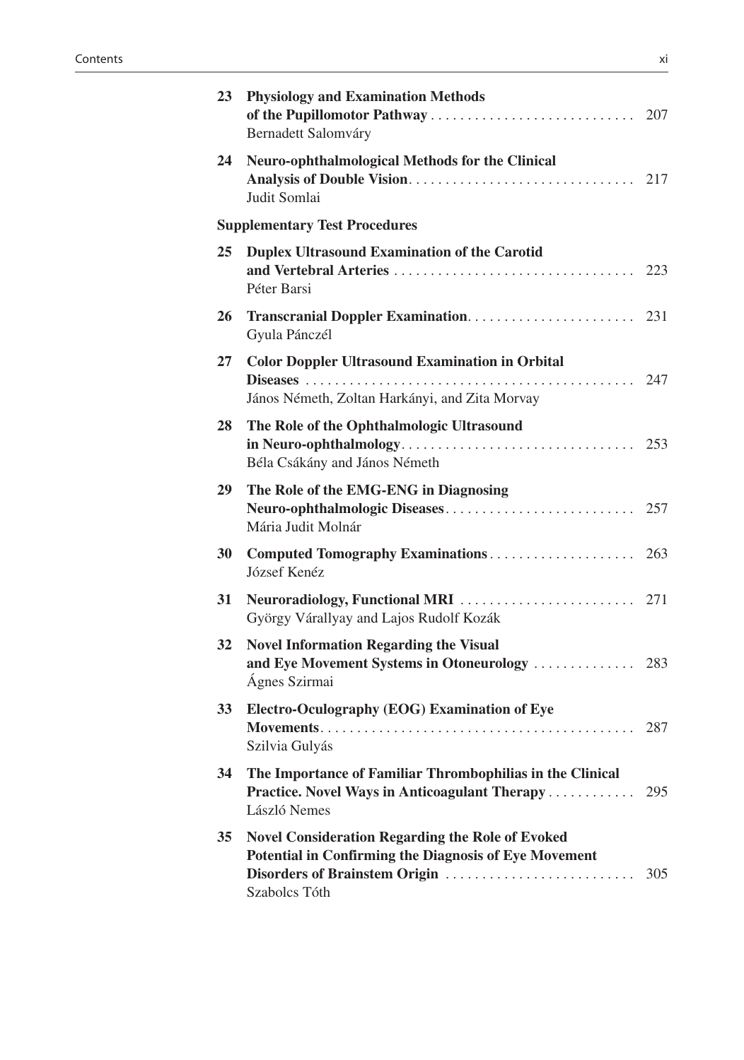**23 Physiology and Examination Methods of the Pupillomotor Pathway** . . . . . . . . . . . . . . . . . . . . . . . . . . . . 207
Bernadett Salomváry

**24 Neuro-ophthalmological Methods for the Clinical Analysis of Double Vision** . . . . . . . . . . . . . . . . . . . . . . . . . . . . . . . 217
Judit Somlai

**Supplementary Test Procedures**

**25 Duplex Ultrasound Examination of the Carotid and Vertebral Arteries** . . . . . . . . . . . . . . . . . . . . . . . . . . . . . . . . 223
Péter Barsi

**26 Transcranial Doppler Examination** . . . . . . . . . . . . . . . . . . . . . . . 231
Gyula Pánczél

**27 Color Doppler Ultrasound Examination in Orbital Diseases** . . . . . . . . . . . . . . . . . . . . . . . . . . . . . . . . . . . . . . . . . . . . . 247
János Németh, Zoltan Harkányi, and Zita Morvay

**28 The Role of the Ophthalmologic Ultrasound in Neuro-ophthalmology** . . . . . . . . . . . . . . . . . . . . . . . . . . . . . . . . 253
Béla Csákány and János Németh

**29 The Role of the EMG-ENG in Diagnosing Neuro-ophthalmologic Diseases** . . . . . . . . . . . . . . . . . . . . . . . . . . 257
Mária Judit Molnár

**30 Computed Tomography Examinations** . . . . . . . . . . . . . . . . . . . . 263
József Kenéz

**31 Neuroradiology, Functional MRI** . . . . . . . . . . . . . . . . . . . . . . . . 271
György Várallyay and Lajos Rudolf Kozák

**32 Novel Information Regarding the Visual and Eye Movement Systems in Otoneurology** . . . . . . . . . . . . . . 283
Ágnes Szirmai

**33 Electro-Oculography (EOG) Examination of Eye Movements** . . . . . . . . . . . . . . . . . . . . . . . . . . . . . . . . . . . . . . . . . . . 287
Szilvia Gulyás

**34 The Importance of Familiar Thrombophilias in the Clinical Practice. Novel Ways in Anticoagulant Therapy** . . . . . . . . . . . . 295
László Nemes

**35 Novel Consideration Regarding the Role of Evoked Potential in Confirming the Diagnosis of Eye Movement Disorders of Brainstem Origin** . . . . . . . . . . . . . . . . . . . . . . . . . . 305
Szabolcs Tóth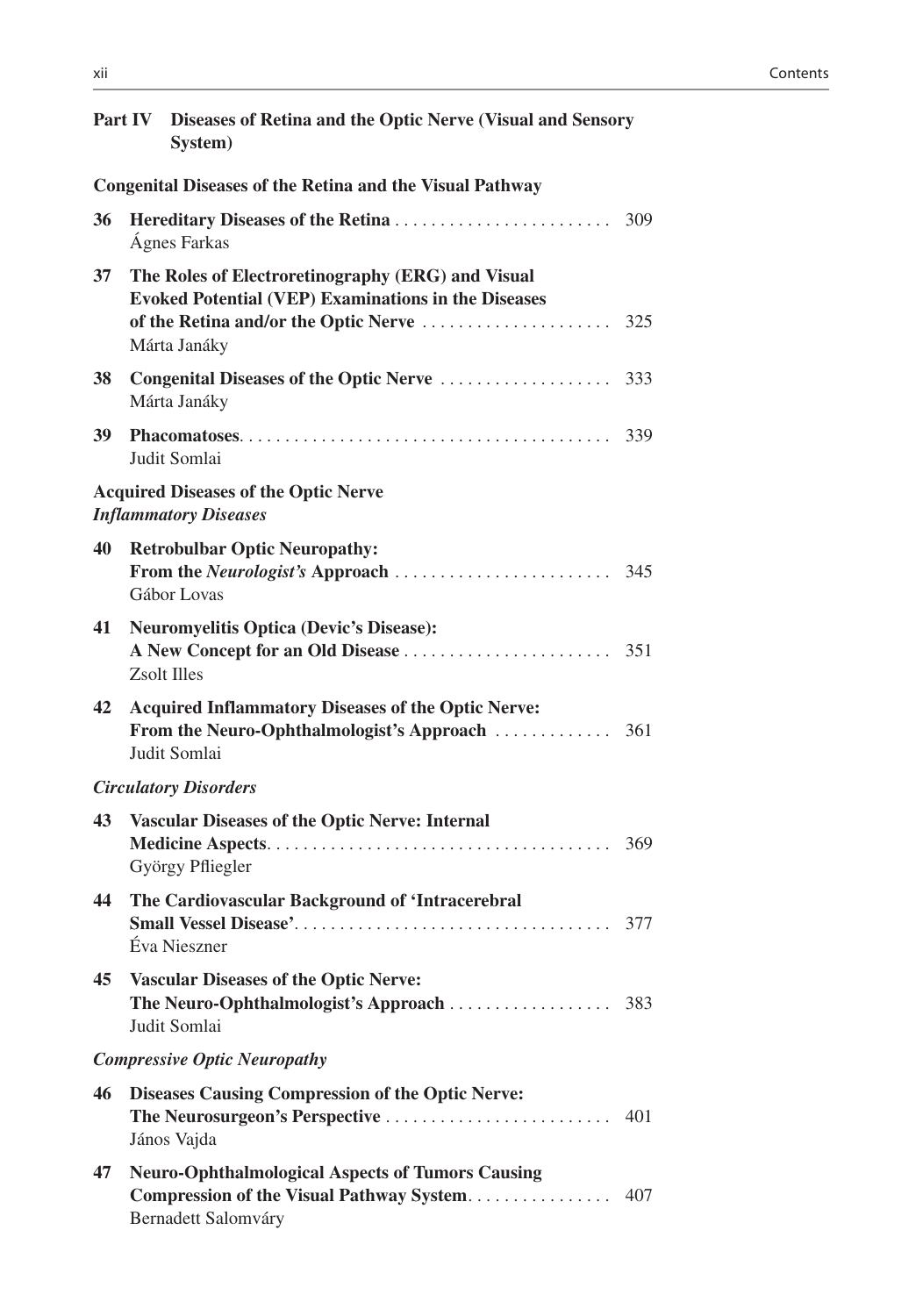## Part IV Diseases of Retina and the Optic Nerve (Visual and Sensory System)

**Congenital Diseases of the Retina and the Visual Pathway**

**36 Hereditary Diseases of the Retina** ........ 309
Ágnes Farkas

**37 The Roles of Electroretinography (ERG) and Visual Evoked Potential (VEP) Examinations in the Diseases of the Retina and/or the Optic Nerve** ........ 325
Márta Janáky

**38 Congenital Diseases of the Optic Nerve** ........ 333
Márta Janáky

**39 Phacomatoses** ........ 339
Judit Somlai

**Acquired Diseases of the Optic Nerve**
***Inflammatory Diseases***

**40 Retrobulbar Optic Neuropathy: From the *Neurologist's* Approach** ........ 345
Gábor Lovas

**41 Neuromyelitis Optica (Devic's Disease): A New Concept for an Old Disease** ........ 351
Zsolt Illes

**42 Acquired Inflammatory Diseases of the Optic Nerve: From the Neuro-Ophthalmologist's Approach** ........ 361
Judit Somlai

***Circulatory Disorders***

**43 Vascular Diseases of the Optic Nerve: Internal Medicine Aspects** ........ 369
György Pfliegler

**44 The Cardiovascular Background of 'Intracerebral Small Vessel Disease'** ........ 377
Éva Nieszner

**45 Vascular Diseases of the Optic Nerve: The Neuro-Ophthalmologist's Approach** ........ 383
Judit Somlai

***Compressive Optic Neuropathy***

**46 Diseases Causing Compression of the Optic Nerve: The Neurosurgeon's Perspective** ........ 401
János Vajda

**47 Neuro-Ophthalmological Aspects of Tumors Causing Compression of the Visual Pathway System** ........ 407
Bernadett Salomváry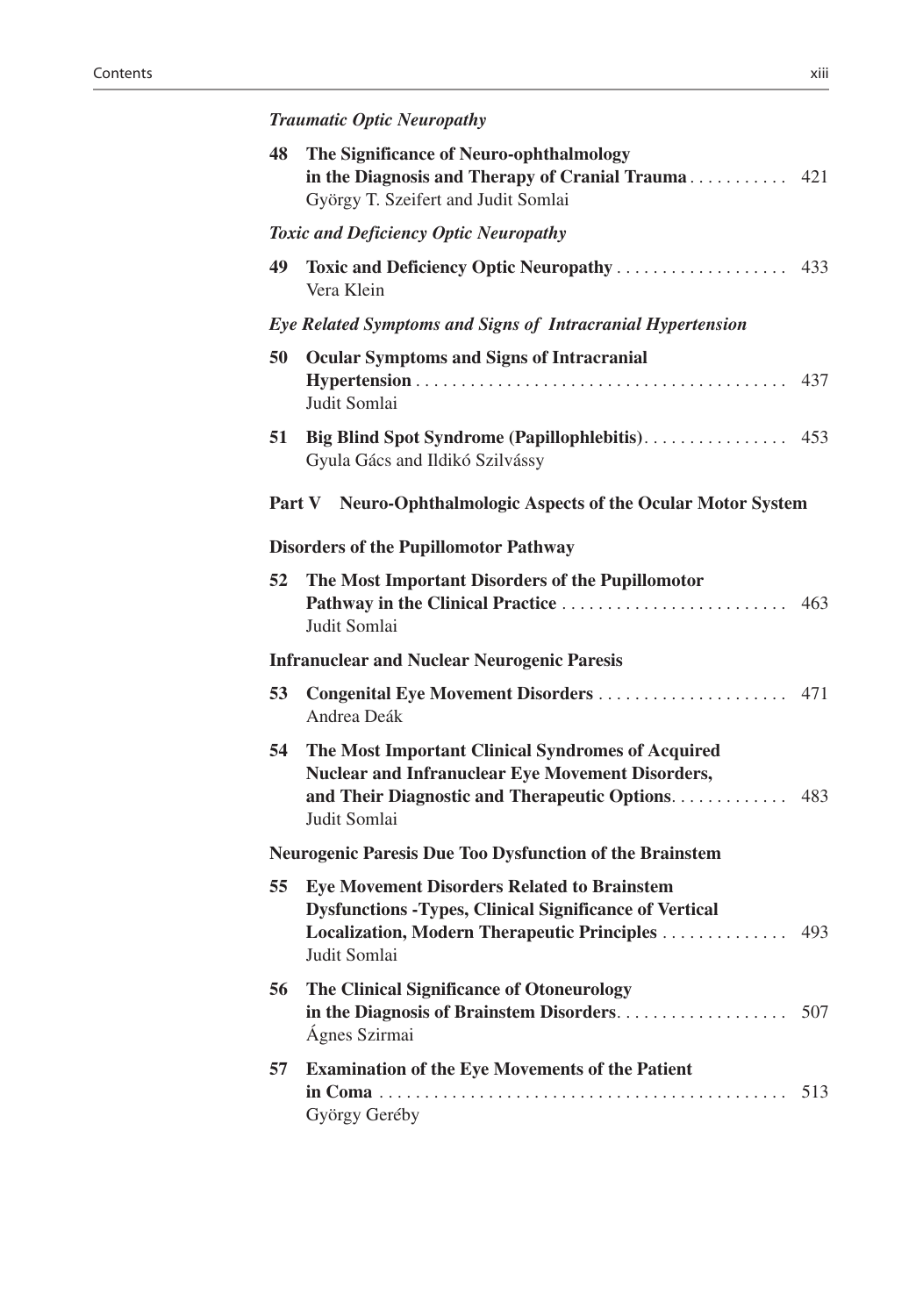*Traumatic Optic Neuropathy*

**48 The Significance of Neuro-ophthalmology in the Diagnosis and Therapy of Cranial Trauma** . . . . . . . . . . . 421
György T. Szeifert and Judit Somlai

*Toxic and Deficiency Optic Neuropathy*

**49 Toxic and Deficiency Optic Neuropathy** . . . . . . . . . . . . . . . . . . 433
Vera Klein

*Eye Related Symptoms and Signs of Intracranial Hypertension*

**50 Ocular Symptoms and Signs of Intracranial Hypertension** . . . . . . . . . . . . . . . . . . . . . . . . . . . . . . . . . . . . . . . . . 437
Judit Somlai

**51 Big Blind Spot Syndrome (Papillophlebitis)**. . . . . . . . . . . . . . . . 453
Gyula Gács and Ildikó Szilvássy

## Part V Neuro-Ophthalmologic Aspects of the Ocular Motor System

**Disorders of the Pupillomotor Pathway**

**52 The Most Important Disorders of the Pupillomotor Pathway in the Clinical Practice** . . . . . . . . . . . . . . . . . . . . . . . . . 463
Judit Somlai

**Infranuclear and Nuclear Neurogenic Paresis**

**53 Congenital Eye Movement Disorders** . . . . . . . . . . . . . . . . . . . . . 471
Andrea Deák

**54 The Most Important Clinical Syndromes of Acquired Nuclear and Infranuclear Eye Movement Disorders, and Their Diagnostic and Therapeutic Options**. . . . . . . . . . . . 483
Judit Somlai

**Neurogenic Paresis Due Too Dysfunction of the Brainstem**

**55 Eye Movement Disorders Related to Brainstem Dysfunctions -Types, Clinical Significance of Vertical Localization, Modern Therapeutic Principles** . . . . . . . . . . . . . 493
Judit Somlai

**56 The Clinical Significance of Otoneurology in the Diagnosis of Brainstem Disorders**. . . . . . . . . . . . . . . . . . . 507
Ágnes Szirmai

**57 Examination of the Eye Movements of the Patient in Coma** . . . . . . . . . . . . . . . . . . . . . . . . . . . . . . . . . . . . . . . . . . . . . 513
György Geréby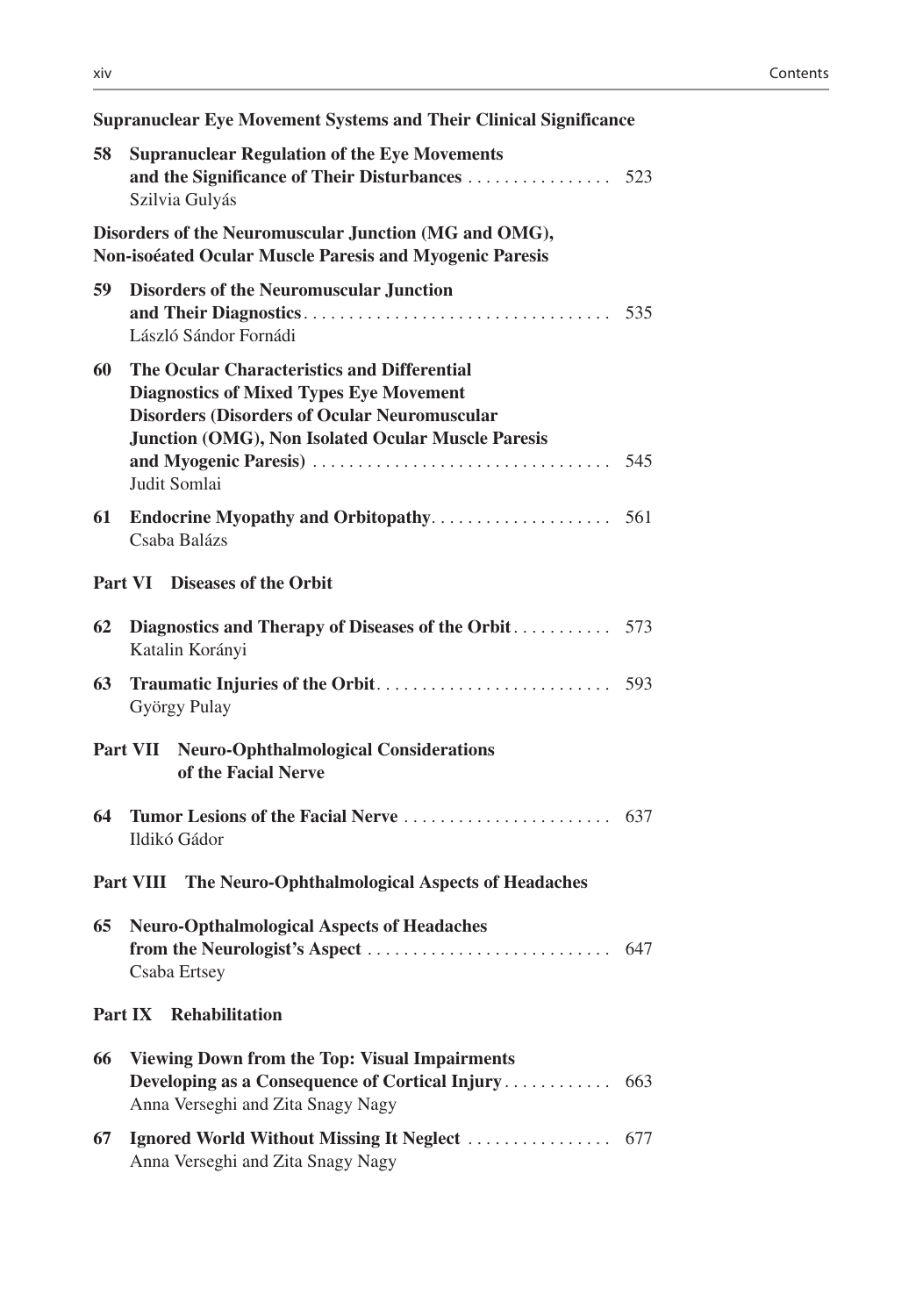**Supranuclear Eye Movement Systems and Their Clinical Significance**

**58 Supranuclear Regulation of the Eye Movements and the Significance of Their Disturbances** . . . . . . . . . . . . . . . . 523
Szilvia Gulyás

**Disorders of the Neuromuscular Junction (MG and OMG), Non-isoéated Ocular Muscle Paresis and Myogenic Paresis**

**59 Disorders of the Neuromuscular Junction and Their Diagnostics** . . . . . . . . . . . . . . . . . . . . . . . . . . . . . . . . . . 535
László Sándor Fornádi

**60 The Ocular Characteristics and Differential Diagnostics of Mixed Types Eye Movement Disorders (Disorders of Ocular Neuromuscular Junction (OMG), Non Isolated Ocular Muscle Paresis and Myogenic Paresis)** . . . . . . . . . . . . . . . . . . . . . . . . . . . . . . . . . 545
Judit Somlai

**61 Endocrine Myopathy and Orbitopathy** . . . . . . . . . . . . . . . . . . . . 561
Csaba Balázs

## Part VI Diseases of the Orbit

**62 Diagnostics and Therapy of Diseases of the Orbit** . . . . . . . . . . . 573
Katalin Korányi

**63 Traumatic Injuries of the Orbit** . . . . . . . . . . . . . . . . . . . . . . . . . . 593
György Pulay

## Part VII Neuro-Ophthalmological Considerations of the Facial Nerve

**64 Tumor Lesions of the Facial Nerve** . . . . . . . . . . . . . . . . . . . . . . . 637
Ildikó Gádor

## Part VIII The Neuro-Ophthalmological Aspects of Headaches

**65 Neuro-Opthalmological Aspects of Headaches from the Neurologist's Aspect** . . . . . . . . . . . . . . . . . . . . . . . . . . . 647
Csaba Ertsey

## Part IX Rehabilitation

**66 Viewing Down from the Top: Visual Impairments Developing as a Consequence of Cortical Injury** . . . . . . . . . . . . 663
Anna Verseghi and Zita Snagy Nagy

**67 Ignored World Without Missing It Neglect** . . . . . . . . . . . . . . . . 677
Anna Verseghi and Zita Snagy Nagy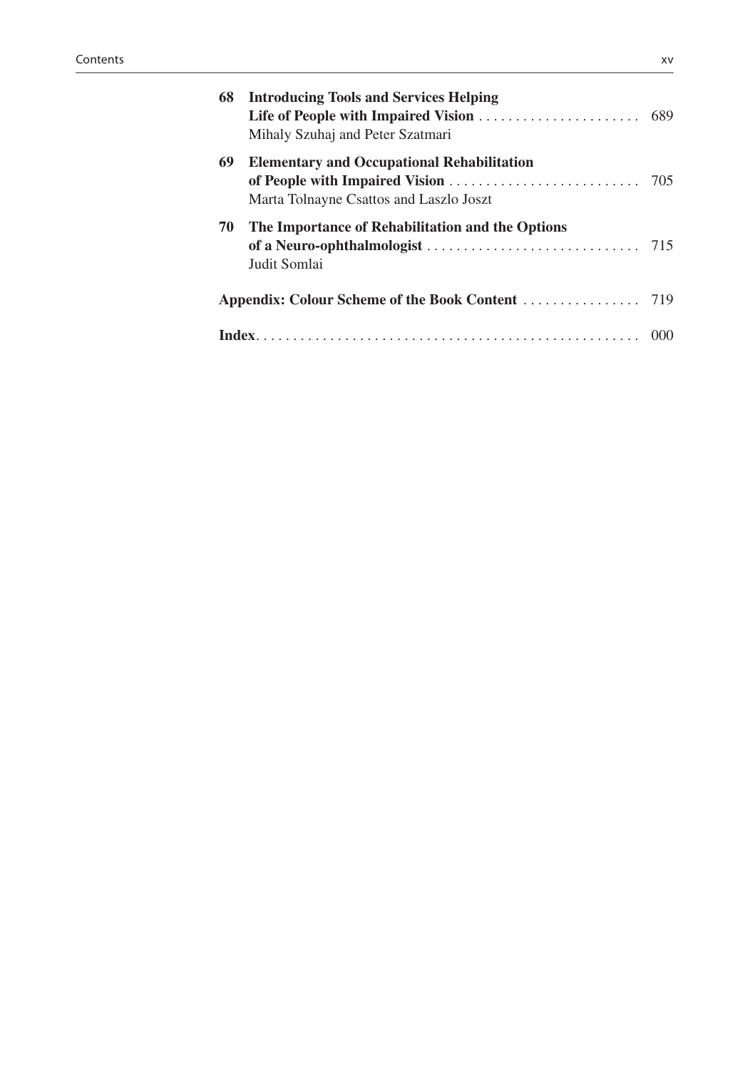**68 Introducing Tools and Services Helping Life of People with Impaired Vision** ...................... 689
Mihaly Szuhaj and Peter Szatmari

**69 Elementary and Occupational Rehabilitation of People with Impaired Vision** .......................... 705
Marta Tolnayne Csattos and Laszlo Joszt

**70 The Importance of Rehabilitation and the Options of a Neuro-ophthalmologist** ............................ 715
Judit Somlai

**Appendix: Colour Scheme of the Book Content** ................ 719

**Index**.................................................... 000